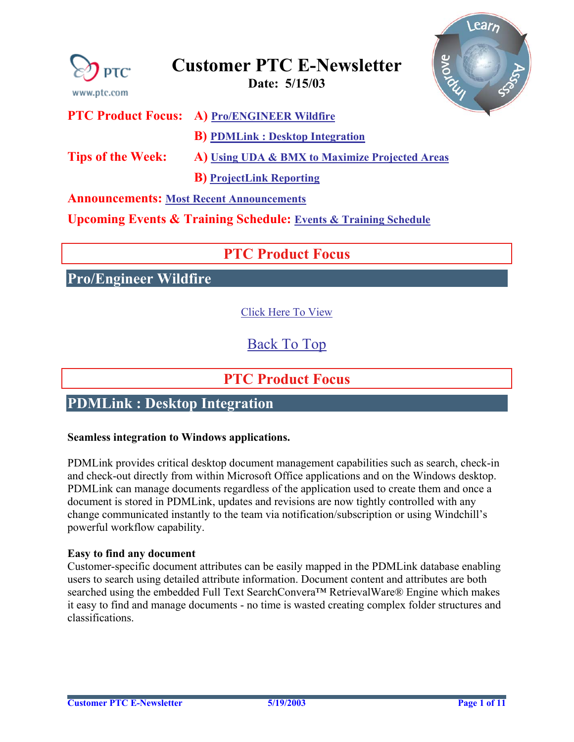# Customer PTC E-Newsletter

**Date: 5/15/03**

**PTC Product Focus:** **A)** Pro/ENGINEER Wildfire

**B)** PDMLink : Desktop Integration

**Tips of the Week:** **A)** Using UDA & BMX to Maximize Projected Areas

**B)** ProjectLink Reporting

**Announcements:** Most Recent Announcements

**Upcoming Events & Training Schedule:** Events & Training Schedule

## PTC Product Focus

### Pro/Engineer Wildfire

Click Here To View

Back To Top

## PTC Product Focus

### PDMLink : Desktop Integration

**Seamless integration to Windows applications.**

PDMLink provides critical desktop document management capabilities such as search, check-in and check-out directly from within Microsoft Office applications and on the Windows desktop. PDMLink can manage documents regardless of the application used to create them and once a document is stored in PDMLink, updates and revisions are now tightly controlled with any change communicated instantly to the team via notification/subscription or using Windchill's powerful workflow capability.

**Easy to find any document**

Customer-specific document attributes can be easily mapped in the PDMLink database enabling users to search using detailed attribute information. Document content and attributes are both searched using the embedded Full Text SearchConvera™ RetrievalWare® Engine which makes it easy to find and manage documents - no time is wasted creating complex folder structures and classifications.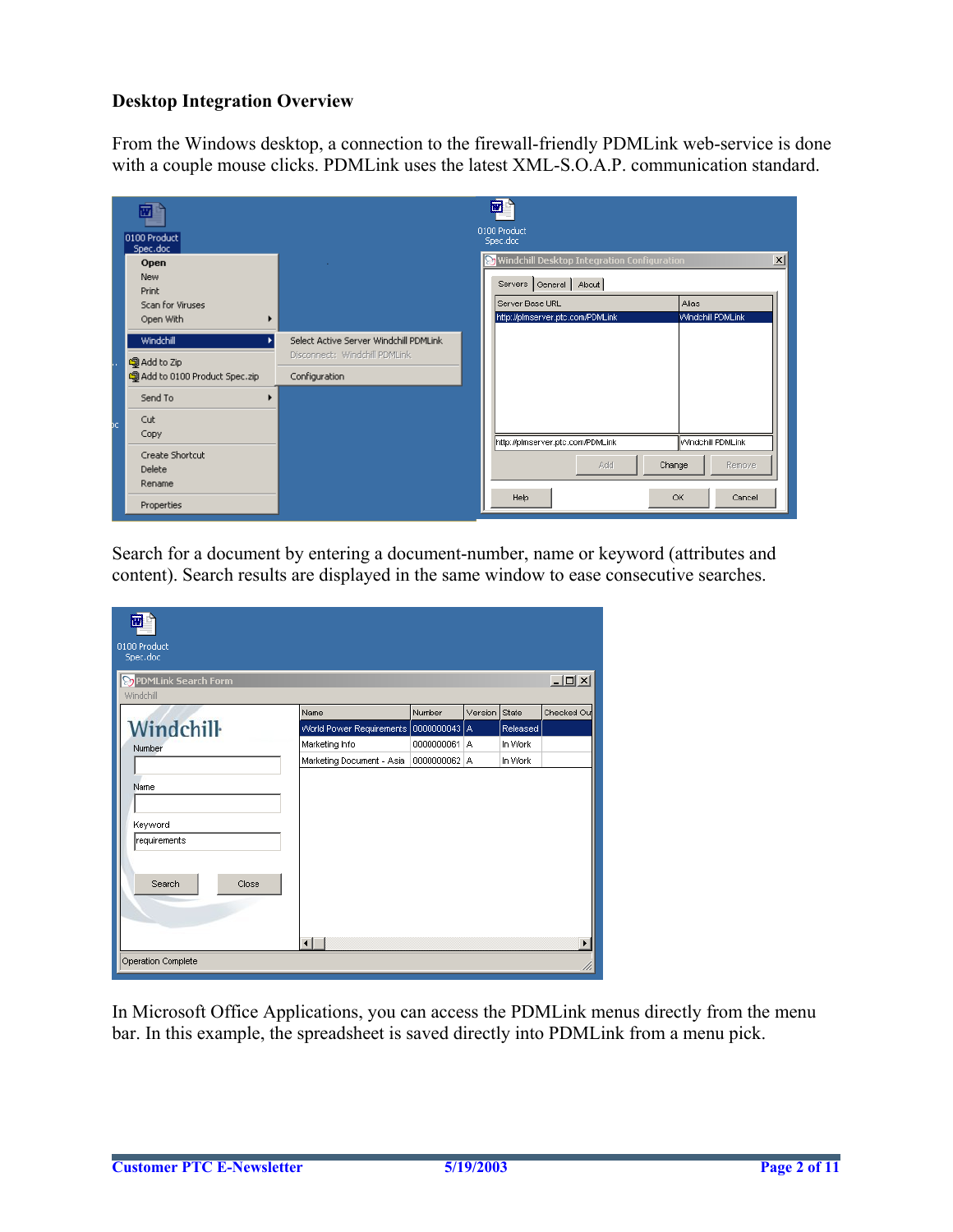## Desktop Integration Overview

From the Windows desktop, a connection to the firewall-friendly PDMLink web-service is done with a couple mouse clicks. PDMLink uses the latest XML-S.O.A.P. communication standard.

Search for a document by entering a document-number, name or keyword (attributes and content). Search results are displayed in the same window to ease consecutive searches.

In Microsoft Office Applications, you can access the PDMLink menus directly from the menu bar. In this example, the spreadsheet is saved directly into PDMLink from a menu pick.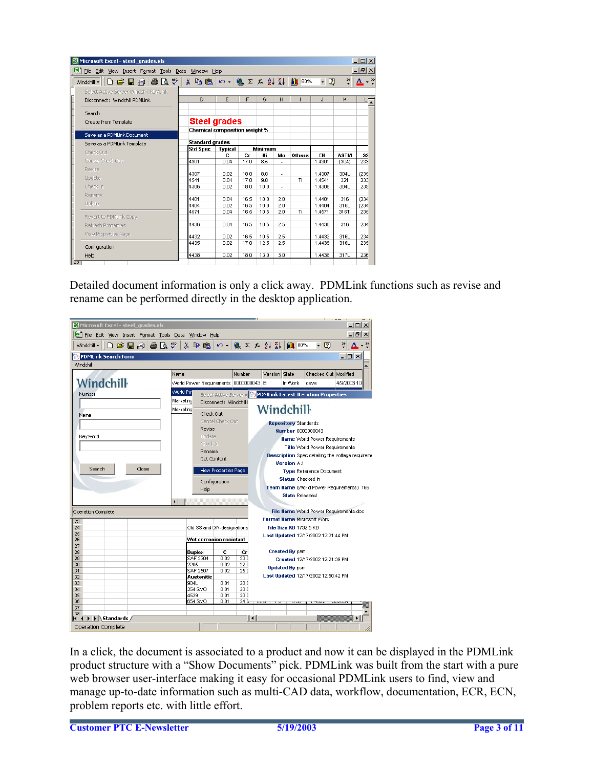Detailed document information is only a click away. PDMLink functions such as revise and rename can be performed directly in the desktop application.

In a click, the document is associated to a product and now it can be displayed in the PDMLink product structure with a "Show Documents" pick. PDMLink was built from the start with a pure web browser user-interface making it easy for occasional PDMLink users to find, view and manage up-to-date information such as multi-CAD data, workflow, documentation, ECR, ECN, problem reports etc. with little effort.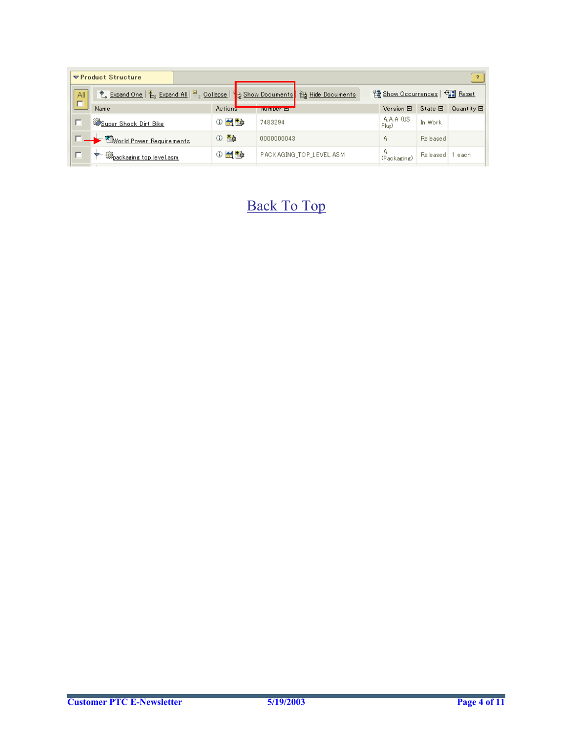| | Name | Actions | Number | Version | State | Quantity |
|---|---|---|---|---|---|---|
| | Super Shock Dirt Bike | | 7483294 | A.A.A (US Pkg) | In Work | |
| | World Power Requirements | | 0000000043 | A | Released | |
| | packaging top level.asm | | PACKAGING_TOP_LEVEL.ASM | A (Packaging) | Released | 1 each |

Back To Top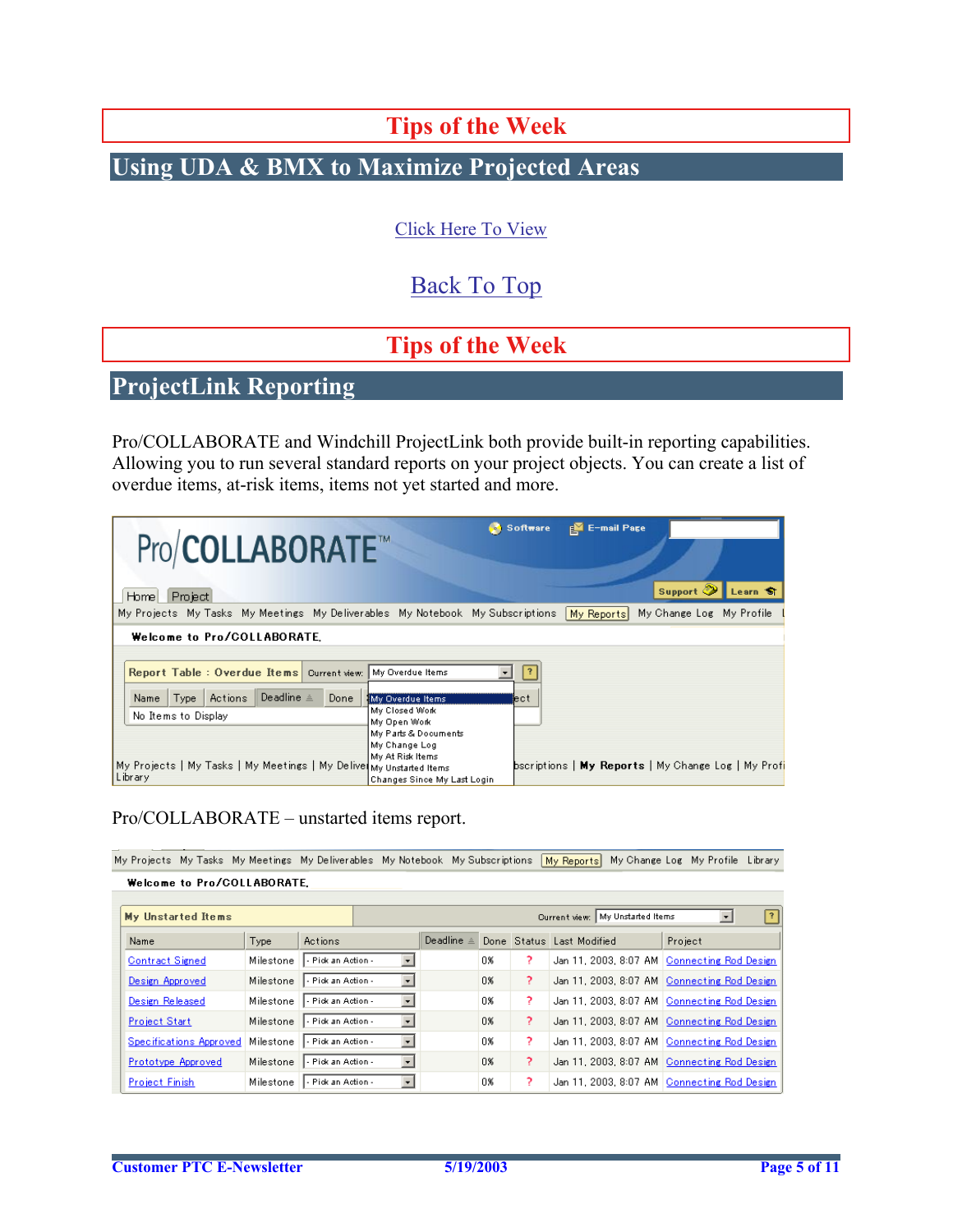## Tips of the Week

## Using UDA & BMX to Maximize Projected Areas

Click Here To View

Back To Top

## Tips of the Week

## ProjectLink Reporting

Pro/COLLABORATE and Windchill ProjectLink both provide built-in reporting capabilities. Allowing you to run several standard reports on your project objects. You can create a list of overdue items, at-risk items, items not yet started and more.

Pro/COLLABORATE – unstarted items report.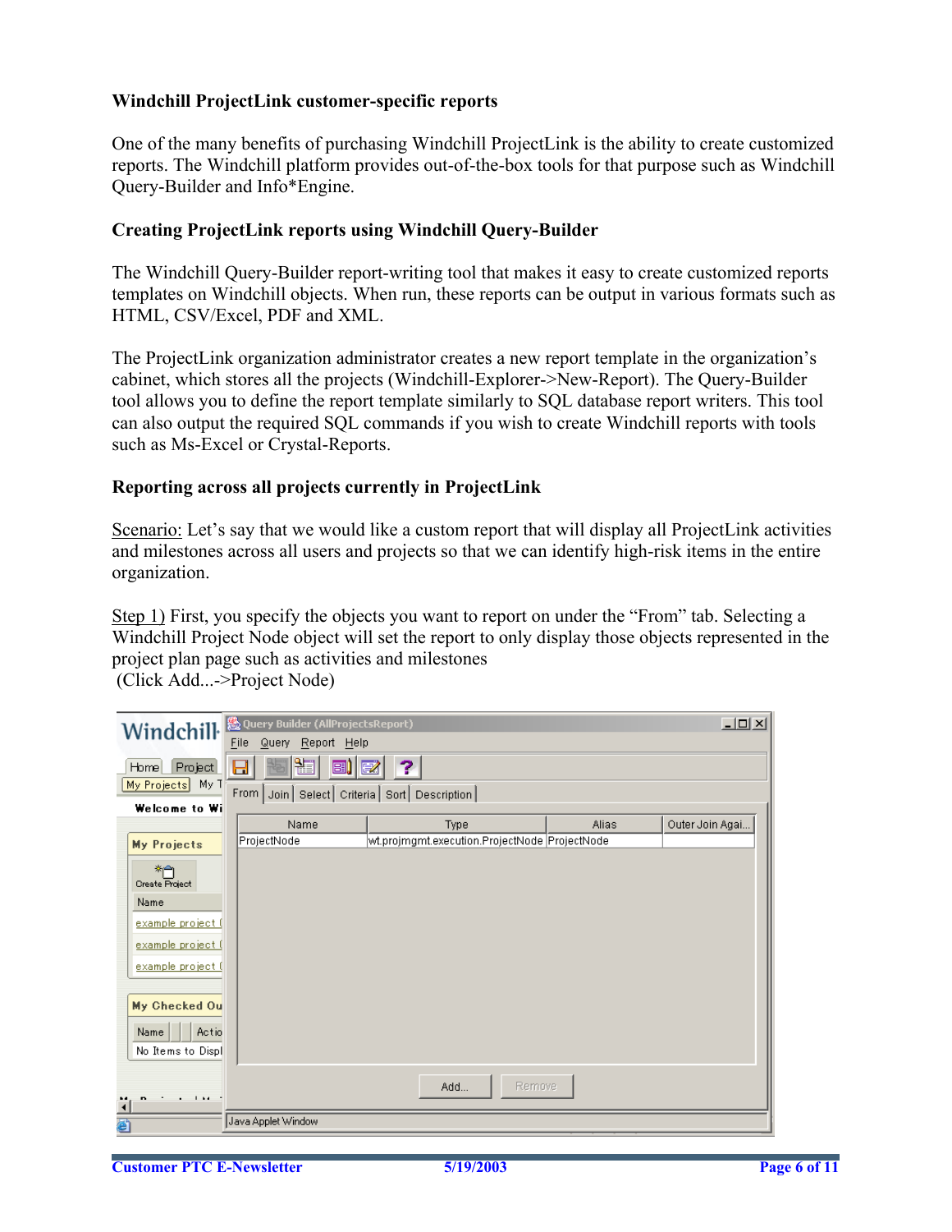**Windchill ProjectLink customer-specific reports**

One of the many benefits of purchasing Windchill ProjectLink is the ability to create customized reports. The Windchill platform provides out-of-the-box tools for that purpose such as Windchill Query-Builder and Info*Engine.

**Creating ProjectLink reports using Windchill Query-Builder**

The Windchill Query-Builder report-writing tool that makes it easy to create customized reports templates on Windchill objects. When run, these reports can be output in various formats such as HTML, CSV/Excel, PDF and XML.

The ProjectLink organization administrator creates a new report template in the organization's cabinet, which stores all the projects (Windchill-Explorer->New-Report). The Query-Builder tool allows you to define the report template similarly to SQL database report writers. This tool can also output the required SQL commands if you wish to create Windchill reports with tools such as Ms-Excel or Crystal-Reports.

**Reporting across all projects currently in ProjectLink**

Scenario: Let's say that we would like a custom report that will display all ProjectLink activities and milestones across all users and projects so that we can identify high-risk items in the entire organization.

Step 1) First, you specify the objects you want to report on under the "From" tab. Selecting a Windchill Project Node object will set the report to only display those objects represented in the project plan page such as activities and milestones
 (Click Add...->Project Node)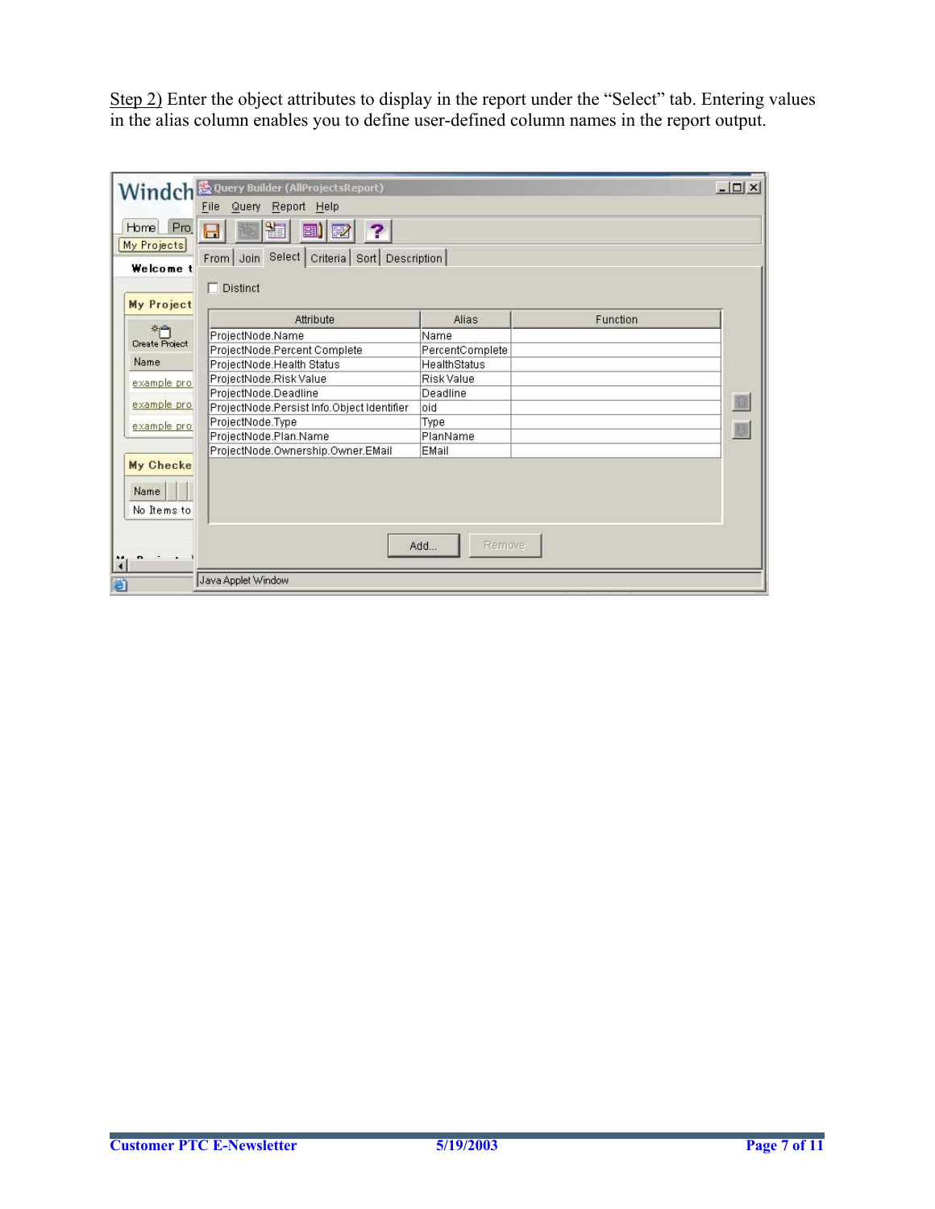Step 2) Enter the object attributes to display in the report under the "Select" tab. Entering values in the alias column enables you to define user-defined column names in the report output.

| Attribute | Alias | Function |
|---|---|---|
| ProjectNode.Name | Name | |
| ProjectNode.Percent Complete | PercentComplete | |
| ProjectNode.Health Status | HealthStatus | |
| ProjectNode.Risk Value | Risk Value | |
| ProjectNode.Deadline | Deadline | |
| ProjectNode.Persist Info.Object Identifier | oid | |
| ProjectNode.Type | Type | |
| ProjectNode.Plan.Name | PlanName | |
| ProjectNode.Ownership.Owner.EMail | EMail | |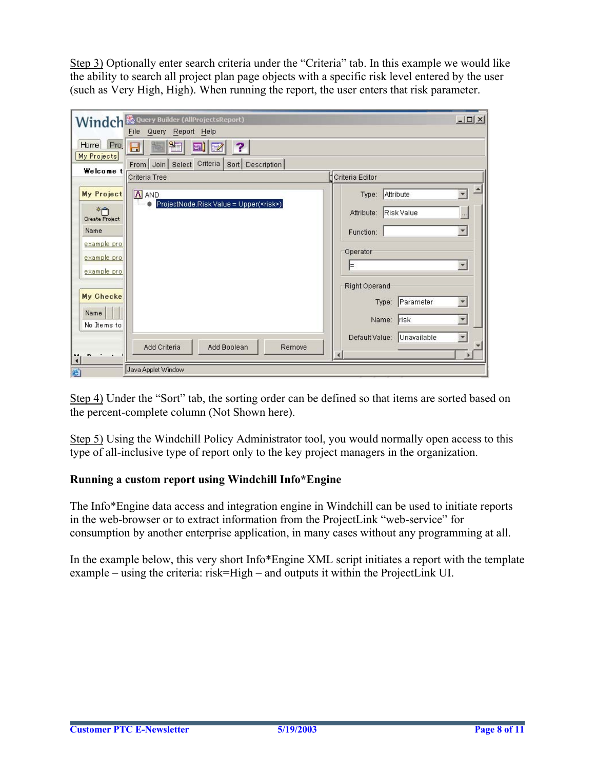Step 3) Optionally enter search criteria under the "Criteria" tab. In this example we would like the ability to search all project plan page objects with a specific risk level entered by the user (such as Very High, High). When running the report, the user enters that risk parameter.

Step 4) Under the "Sort" tab, the sorting order can be defined so that items are sorted based on the percent-complete column (Not Shown here).

Step 5) Using the Windchill Policy Administrator tool, you would normally open access to this type of all-inclusive type of report only to the key project managers in the organization.

**Running a custom report using Windchill Info*Engine**

The Info*Engine data access and integration engine in Windchill can be used to initiate reports in the web-browser or to extract information from the ProjectLink "web-service" for consumption by another enterprise application, in many cases without any programming at all.

In the example below, this very short Info*Engine XML script initiates a report with the template example – using the criteria: risk=High – and outputs it within the ProjectLink UI.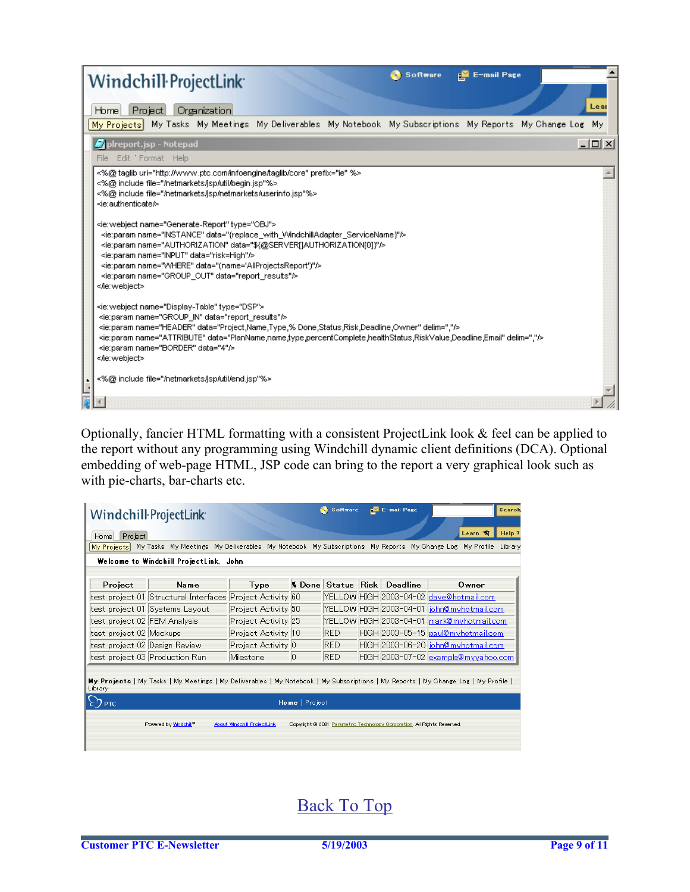Windchill ProjectLink

Home | Project | Organization

My Projects | My Tasks | My Meetings | My Deliverables | My Notebook | My Subscriptions | My Reports | My Change Log | My

plreport.jsp - Notepad

```
<%@ taglib uri="http://www.ptc.com/infoengine/taglib/core" prefix="ie" %>
<%@ include file="/netmarkets/jsp/util/begin.jsp"%>
<%@ include file="/netmarkets/jsp/netmarkets/userinfo.jsp"%>
<ie:authenticate/>

<ie:webject name="Generate-Report" type="OBJ">
  <ie:param name="INSTANCE" data="{replace_with_WindchillAdapter_ServiceName}"/>
  <ie:param name="AUTHORIZATION" data="${@SERVER[]AUTHORIZATION[0]}"/>
  <ie:param name="INPUT" data="risk=High"/>
  <ie:param name="WHERE" data="(name='AllProjectsReport')"/>
  <ie:param name="GROUP_OUT" data="report_results"/>
</ie:webject>

<ie:webject name="Display-Table" type="DSP">
 <ie:param name="GROUP_IN" data="report_results"/>
 <ie:param name="HEADER" data="Project,Name,Type,% Done,Status,Risk,Deadline,Owner" delim=","/>
 <ie:param name="ATTRIBUTE" data="PlanName,name,type,percentComplete,healthStatus,RiskValue,Deadline,Email" delim=","/>
 <ie:param name="BORDER" data="4"/>
</ie:webject>

<%@ include file="/netmarkets/jsp/util/end.jsp"%>
```

Optionally, fancier HTML formatting with a consistent ProjectLink look & feel can be applied to the report without any programming using Windchill dynamic client definitions (DCA). Optional embedding of web-page HTML, JSP code can bring to the report a very graphical look such as with pie-charts, bar-charts etc.

Windchill ProjectLink

Home | Project

My Projects | My Tasks | My Meetings | My Deliverables | My Notebook | My Subscriptions | My Reports | My Change Log | My Profile | Library

Welcome to Windchill ProjectLink, John

| Project | Name | Type | % Done | Status | Risk | Deadline | Owner |
|---|---|---|---|---|---|---|---|
| test project 01 | Structural Interfaces | Project Activity | 60 | YELLOW | HIGH | 2003-04-02 | dave@hotmail.com |
| test project 01 | Systems Layout | Project Activity | 50 | YELLOW | HIGH | 2003-04-01 | john@myhotmail.com |
| test project 02 | FEM Analysis | Project Activity | 25 | YELLOW | HIGH | 2003-04-01 | mark@myhotmail.com |
| test project 02 | Mockups | Project Activity | 10 | RED | HIGH | 2003-05-15 | paul@myhotmail.com |
| test project 02 | Design Review | Project Activity | 0 | RED | HIGH | 2003-06-20 | john@myhotmail.com |
| test project 03 | Production Run | Milestone | 0 | RED | HIGH | 2003-07-02 | example@myyahoo.com |

My Projects | My Tasks | My Meetings | My Deliverables | My Notebook | My Subscriptions | My Reports | My Change Log | My Profile | Library

Home | Project

Powered by Windchill® About Windchill ProjectLink Copyright © 2001 Parametric Technology Corporation. All Rights Reserved.

Back To Top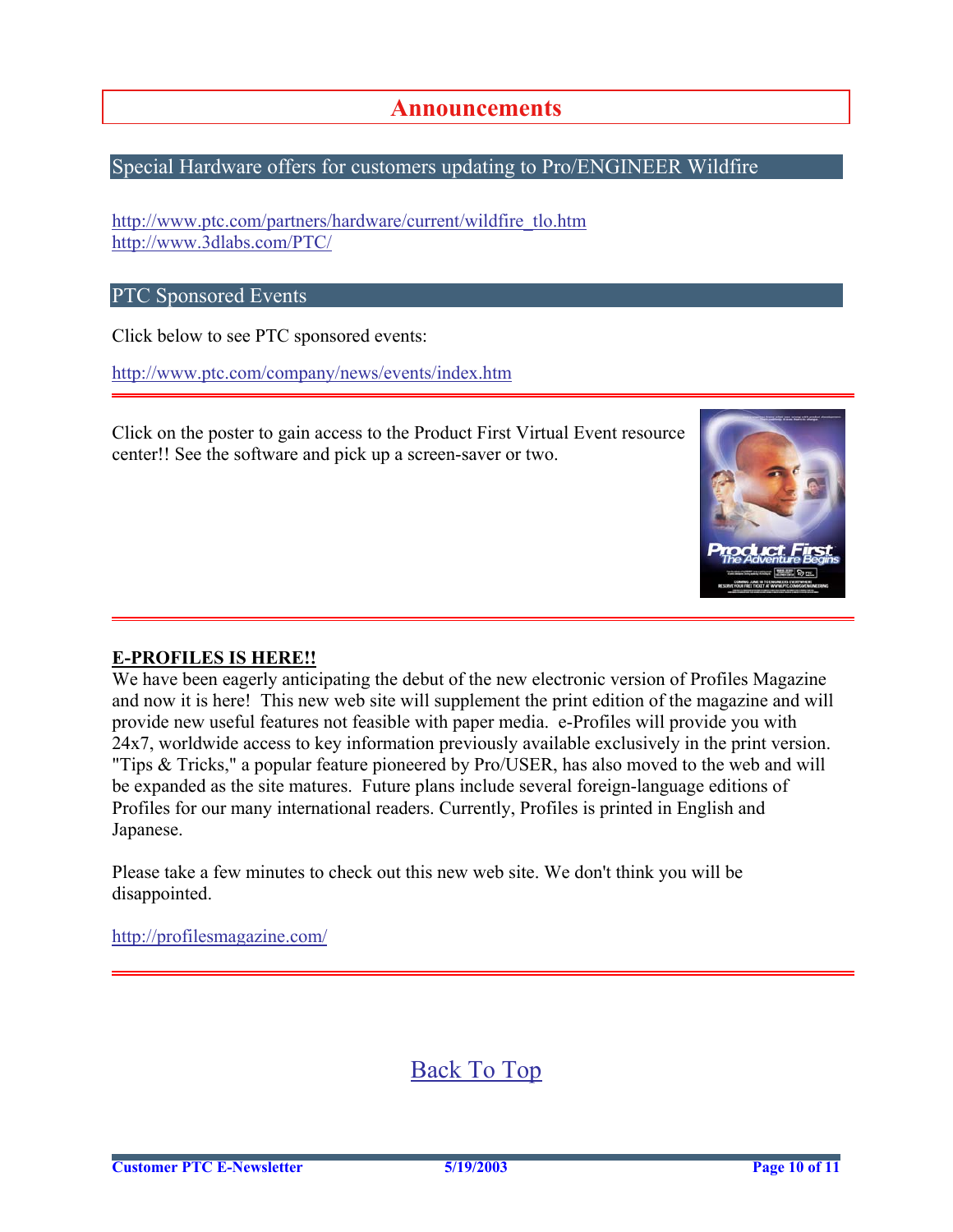# Announcements

## Special Hardware offers for customers updating to Pro/ENGINEER Wildfire

http://www.ptc.com/partners/hardware/current/wildfire_tlo.htm
http://www.3dlabs.com/PTC/

## PTC Sponsored Events

Click below to see PTC sponsored events:

http://www.ptc.com/company/news/events/index.htm

---

Click on the poster to gain access to the Product First Virtual Event resource center!! See the software and pick up a screen-saver or two.

---

**E-PROFILES IS HERE!!**

We have been eagerly anticipating the debut of the new electronic version of Profiles Magazine and now it is here! This new web site will supplement the print edition of the magazine and will provide new useful features not feasible with paper media. e-Profiles will provide you with 24x7, worldwide access to key information previously available exclusively in the print version. "Tips & Tricks," a popular feature pioneered by Pro/USER, has also moved to the web and will be expanded as the site matures. Future plans include several foreign-language editions of Profiles for our many international readers. Currently, Profiles is printed in English and Japanese.

Please take a few minutes to check out this new web site. We don't think you will be disappointed.

http://profilesmagazine.com/

---

Back To Top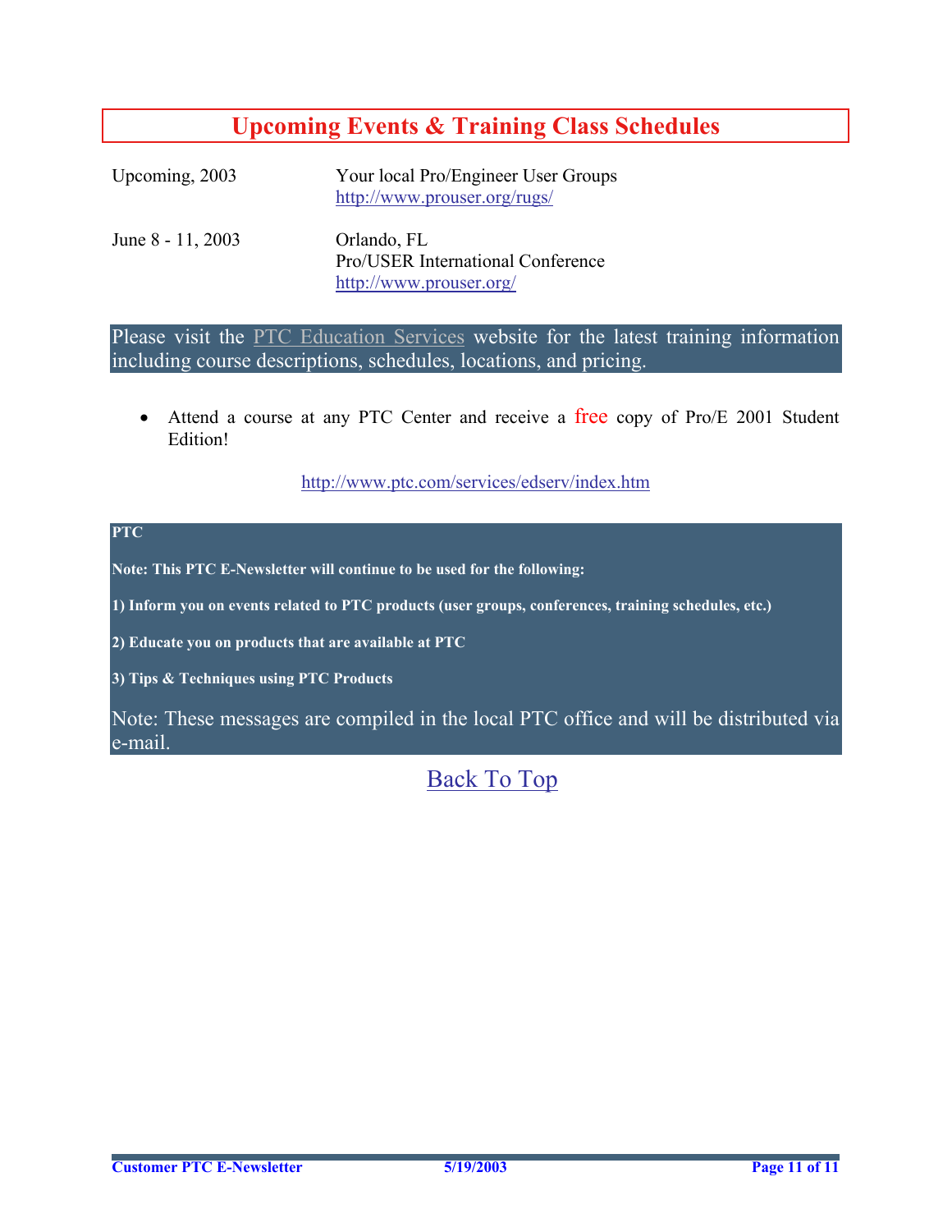## Upcoming Events & Training Class Schedules

| | |
|---|---|
| Upcoming, 2003 | Your local Pro/Engineer User Groups<br>http://www.prouser.org/rugs/ |
| June 8 - 11, 2003 | Orlando, FL<br>Pro/USER International Conference<br>http://www.prouser.org/ |

Please visit the PTC Education Services website for the latest training information including course descriptions, schedules, locations, and pricing.

- Attend a course at any PTC Center and receive a free copy of Pro/E 2001 Student Edition!

http://www.ptc.com/services/edserv/index.htm

**PTC**

**Note: This PTC E-Newsletter will continue to be used for the following:**

**1) Inform you on events related to PTC products (user groups, conferences, training schedules, etc.)**

**2) Educate you on products that are available at PTC**

**3) Tips & Techniques using PTC Products**

Note: These messages are compiled in the local PTC office and will be distributed via e-mail.

Back To Top